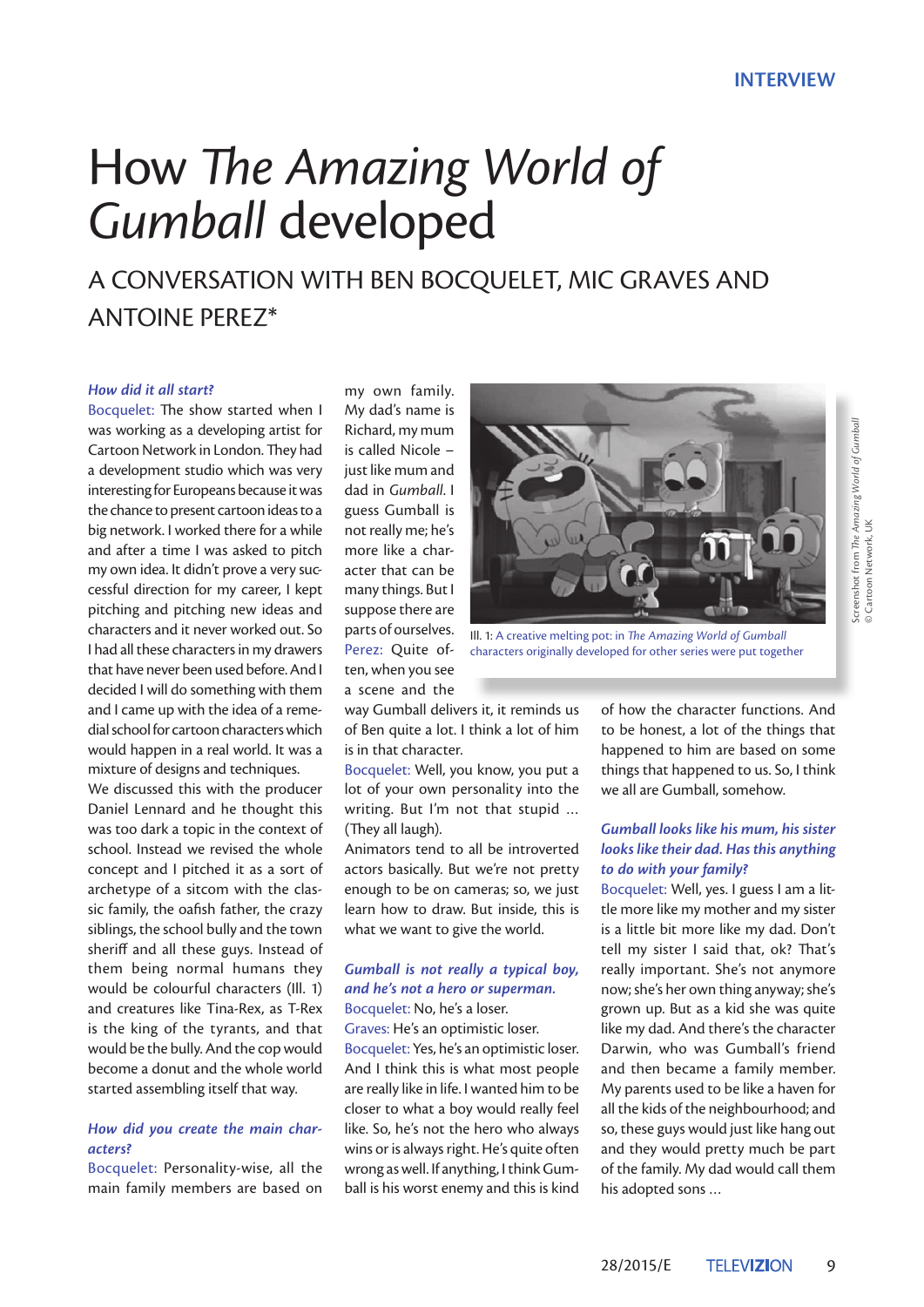INTERVIEW

# How *The Amazing World of Gumball* developed

## A CONVERSATION WITH BEN BOCQUELET, MIC GRAVES AND ANTOINE PEREZ*

***How did it all start?***

Bocquelet: The show started when I was working as a developing artist for Cartoon Network in London. They had a development studio which was very interesting for Europeans because it was the chance to present cartoon ideas to a big network. I worked there for a while and after a time I was asked to pitch my own idea. It didn't prove a very successful direction for my career, I kept pitching and pitching new ideas and characters and it never worked out. So I had all these characters in my drawers that have never been used before. And I decided I will do something with them and I came up with the idea of a remedial school for cartoon characters which would happen in a real world. It was a mixture of designs and techniques.

We discussed this with the producer Daniel Lennard and he thought this was too dark a topic in the context of school. Instead we revised the whole concept and I pitched it as a sort of archetype of a sitcom with the classic family, the oafish father, the crazy siblings, the school bully and the town sheriff and all these guys. Instead of them being normal humans they would be colourful characters (Ill. 1) and creatures like Tina-Rex, as T-Rex is the king of the tyrants, and that would be the bully. And the cop would become a donut and the whole world started assembling itself that way.

***How did you create the main characters?***

Bocquelet: Personality-wise, all the main family members are based on my own family. My dad's name is Richard, my mum is called Nicole – just like mum and dad in *Gumball*. I guess Gumball is not really me; he's more like a character that can be many things. But I suppose there are parts of ourselves.

Ill. 1: A creative melting pot: in *The Amazing World of Gumball* characters originally developed for other series were put together

Screenshot from *The Amazing World of Gumball* © Cartoon Network, UK

Perez: Quite often, when you see a scene and the way Gumball delivers it, it reminds us of Ben quite a lot. I think a lot of him is in that character.

Bocquelet: Well, you know, you put a lot of your own personality into the writing. But I'm not that stupid … (They all laugh).

Animators tend to all be introverted actors basically. But we're not pretty enough to be on cameras; so, we just learn how to draw. But inside, this is what we want to give the world.

***Gumball is not really a typical boy, and he's not a hero or superman.***

Bocquelet: No, he's a loser.

Graves: He's an optimistic loser.

Bocquelet: Yes, he's an optimistic loser. And I think this is what most people are really like in life. I wanted him to be closer to what a boy would really feel like. So, he's not the hero who always wins or is always right. He's quite often wrong as well. If anything, I think Gumball is his worst enemy and this is kind of how the character functions. And to be honest, a lot of the things that happened to him are based on some things that happened to us. So, I think we all are Gumball, somehow.

***Gumball looks like his mum, his sister looks like their dad. Has this anything to do with your family?***

Bocquelet: Well, yes. I guess I am a little more like my mother and my sister is a little bit more like my dad. Don't tell my sister I said that, ok? That's really important. She's not anymore now; she's her own thing anyway; she's grown up. But as a kid she was quite like my dad. And there's the character Darwin, who was Gumball's friend and then became a family member. My parents used to be like a haven for all the kids of the neighbourhood; and so, these guys would just like hang out and they would pretty much be part of the family. My dad would call them his adopted sons …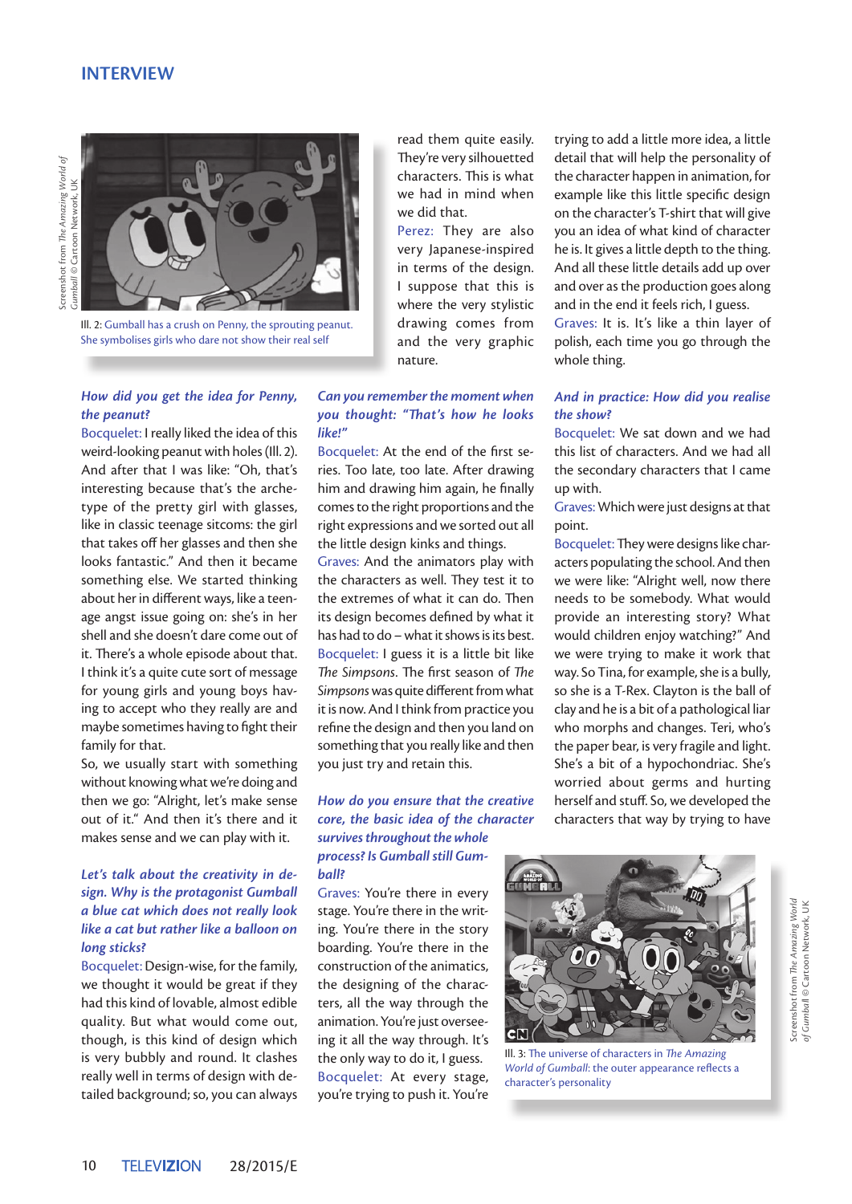Ill. 2: Gumball has a crush on Penny, the sprouting peanut. She symbolises girls who dare not show their real self

Screenshot from *The Amazing World of Gumball* © Cartoon Network, UK

***How did you get the idea for Penny, the peanut?***

Bocquelet: I really liked the idea of this weird-looking peanut with holes (Ill. 2). And after that I was like: "Oh, that's interesting because that's the archetype of the pretty girl with glasses, like in classic teenage sitcoms: the girl that takes off her glasses and then she looks fantastic." And then it became something else. We started thinking about her in different ways, like a teenage angst issue going on: she's in her shell and she doesn't dare come out of it. There's a whole episode about that. I think it's a quite cute sort of message for young girls and young boys having to accept who they really are and maybe sometimes having to fight their family for that.

So, we usually start with something without knowing what we're doing and then we go: "Alright, let's make sense out of it." And then it's there and it makes sense and we can play with it.

***Let's talk about the creativity in design. Why is the protagonist Gumball a blue cat which does not really look like a cat but rather like a balloon on long sticks?***

Bocquelet: Design-wise, for the family, we thought it would be great if they had this kind of lovable, almost edible quality. But what would come out, though, is this kind of design which is very bubbly and round. It clashes really well in terms of design with detailed background; so, you can always read them quite easily. They're very silhouetted characters. This is what we had in mind when we did that.

Perez: They are also very Japanese-inspired in terms of the design. I suppose that this is where the very stylistic drawing comes from and the very graphic nature.

***Can you remember the moment when you thought: "That's how he looks like!"***

Bocquelet: At the end of the first series. Too late, too late. After drawing him and drawing him again, he finally comes to the right proportions and the right expressions and we sorted out all the little design kinks and things.

Graves: And the animators play with the characters as well. They test it to the extremes of what it can do. Then its design becomes defined by what it has had to do – what it shows is its best.

Bocquelet: I guess it is a little bit like *The Simpsons*. The first season of *The Simpsons* was quite different from what it is now. And I think from practice you refine the design and then you land on something that you really like and then you just try and retain this.

***How do you ensure that the creative core, the basic idea of the character survives throughout the whole process? Is Gumball still Gumball?***

Graves: You're there in every stage. You're there in the writing. You're there in the story boarding. You're there in the construction of the animatics, the designing of the characters, all the way through the animation. You're just overseeing it all the way through. It's the only way to do it, I guess.

Bocquelet: At every stage, you're trying to push it. You're trying to add a little more idea, a little detail that will help the personality of the character happen in animation, for example like this little specific design on the character's T-shirt that will give you an idea of what kind of character he is. It gives a little depth to the thing. And all these little details add up over and over as the production goes along and in the end it feels rich, I guess.

Graves: It is. It's like a thin layer of polish, each time you go through the whole thing.

***And in practice: How did you realise the show?***

Bocquelet: We sat down and we had this list of characters. And we had all the secondary characters that I came up with.

Graves: Which were just designs at that point.

Bocquelet: They were designs like characters populating the school. And then we were like: "Alright well, now there needs to be somebody. What would provide an interesting story? What would children enjoy watching?" And we were trying to make it work that way. So Tina, for example, she is a bully, so she is a T-Rex. Clayton is the ball of clay and he is a bit of a pathological liar who morphs and changes. Teri, who's the paper bear, is very fragile and light. She's a bit of a hypochondriac. She's worried about germs and hurting herself and stuff. So, we developed the characters that way by trying to have

Ill. 3: The universe of characters in *The Amazing World of Gumball*: the outer appearance reflects a character's personality

Screenshot from *The Amazing World of Gumball* © Cartoon Network, UK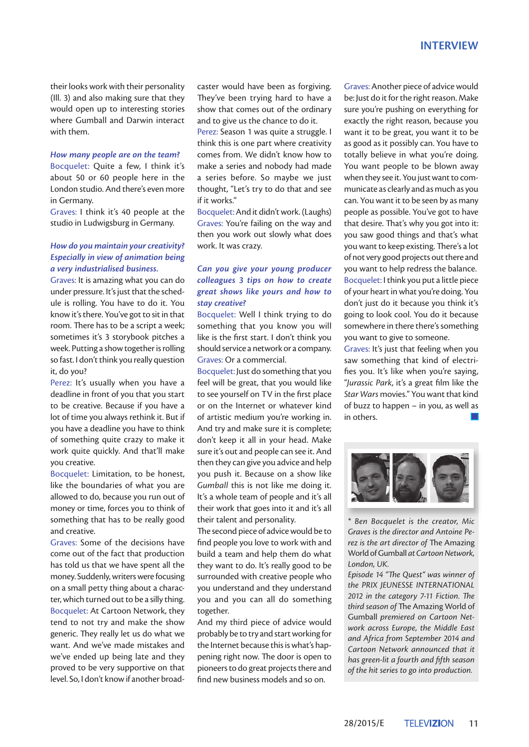their looks work with their personality (Ill. 3) and also making sure that they would open up to interesting stories where Gumball and Darwin interact with them.

***How many people are on the team?***

Bocquelet: Quite a few, I think it's about 50 or 60 people here in the London studio. And there's even more in Germany.

Graves: I think it's 40 people at the studio in Ludwigsburg in Germany.

***How do you maintain your creativity? Especially in view of animation being a very industrialised business.***

Graves: It is amazing what you can do under pressure. It's just that the schedule is rolling. You have to do it. You know it's there. You've got to sit in that room. There has to be a script a week; sometimes it's 3 storybook pitches a week. Putting a show together is rolling so fast. I don't think you really question it, do you?

Perez: It's usually when you have a deadline in front of you that you start to be creative. Because if you have a lot of time you always rethink it. But if you have a deadline you have to think of something quite crazy to make it work quite quickly. And that'll make you creative.

Bocquelet: Limitation, to be honest, like the boundaries of what you are allowed to do, because you run out of money or time, forces you to think of something that has to be really good and creative.

Graves: Some of the decisions have come out of the fact that production has told us that we have spent all the money. Suddenly, writers were focusing on a small petty thing about a character, which turned out to be a silly thing.

Bocquelet: At Cartoon Network, they tend to not try and make the show generic. They really let us do what we want. And we've made mistakes and we've ended up being late and they proved to be very supportive on that level. So, I don't know if another broadcaster would have been as forgiving. They've been trying hard to have a show that comes out of the ordinary and to give us the chance to do it.

Perez: Season 1 was quite a struggle. I think this is one part where creativity comes from. We didn't know how to make a series and nobody had made a series before. So maybe we just thought, "Let's try to do that and see if it works."

Bocquelet: And it didn't work. (Laughs)

Graves: You're failing on the way and then you work out slowly what does work. It was crazy.

***Can you give your young producer colleagues 3 tips on how to create great shows like yours and how to stay creative?***

Bocquelet: Well I think trying to do something that you know you will like is the first start. I don't think you should service a network or a company.

Graves: Or a commercial.

Bocquelet: Just do something that you feel will be great, that you would like to see yourself on TV in the first place or on the Internet or whatever kind of artistic medium you're working in. And try and make sure it is complete; don't keep it all in your head. Make sure it's out and people can see it. And then they can give you advice and help you push it. Because on a show like *Gumball* this is not like me doing it. It's a whole team of people and it's all their work that goes into it and it's all their talent and personality.

The second piece of advice would be to find people you love to work with and build a team and help them do what they want to do. It's really good to be surrounded with creative people who you understand and they understand you and you can all do something together.

And my third piece of advice would probably be to try and start working for the Internet because this is what's happening right now. The door is open to pioneers to do great projects there and find new business models and so on.

Graves: Another piece of advice would be: Just do it for the right reason. Make sure you're pushing on everything for exactly the right reason, because you want it to be great, you want it to be as good as it possibly can. You have to totally believe in what you're doing. You want people to be blown away when they see it. You just want to communicate as clearly and as much as you can. You want it to be seen by as many people as possible. You've got to have that desire. That's why you got into it: you saw good things and that's what you want to keep existing. There's a lot of not very good projects out there and you want to help redress the balance.

Bocquelet: I think you put a little piece of your heart in what you're doing. You don't just do it because you think it's going to look cool. You do it because somewhere in there there's something you want to give to someone.

Graves: It's just that feeling when you saw something that kind of electrifies you. It's like when you're saying, "*Jurassic Park*, it's a great film like the *Star Wars* movies." You want that kind of buzz to happen – in you, as well as in others.

*\* Ben Bocquelet is the creator, Mic Graves is the director and Antoine Perez is the art director of* The Amazing World of Gumball *at Cartoon Network, London, UK.*

*Episode 14 "The Quest" was winner of the PRIX JEUNESSE INTERNATIONAL 2012 in the category 7-11 Fiction. The third season of* The Amazing World of Gumball *premiered on Cartoon Network across Europe, the Middle East and Africa from September 2014 and Cartoon Network announced that it has green-lit a fourth and fifth season of the hit series to go into production.*